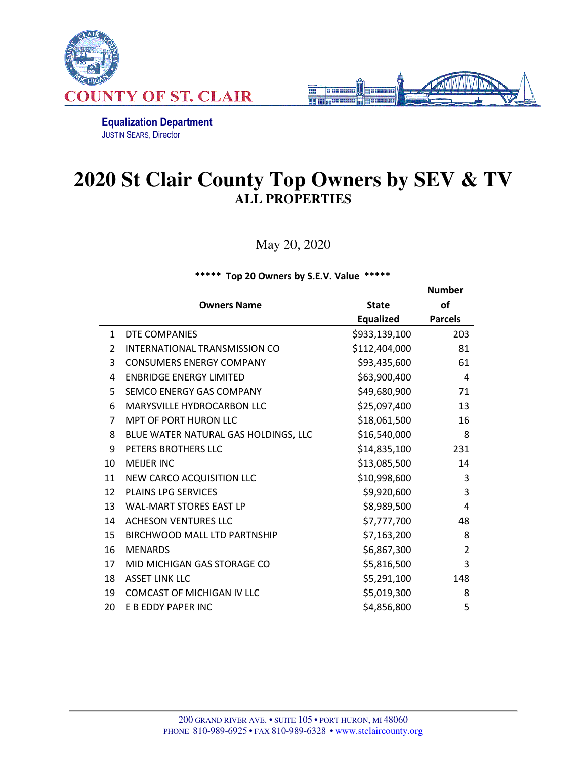COUNTY OF ST. CLAIR

**Equalization Department**
JUSTIN SEARS, Director

# 2020 St Clair County Top Owners by SEV & TV
## ALL PROPERTIES

May 20, 2020

**\*\*\*\*\* Top 20 Owners by S.E.V. Value \*\*\*\*\***

| | Owners Name | State Equalized | Number of Parcels |
|---|---|---|---|
| 1 | DTE COMPANIES | $933,139,100 | 203 |
| 2 | INTERNATIONAL TRANSMISSION CO | $112,404,000 | 81 |
| 3 | CONSUMERS ENERGY COMPANY | $93,435,600 | 61 |
| 4 | ENBRIDGE ENERGY LIMITED | $63,900,400 | 4 |
| 5 | SEMCO ENERGY GAS COMPANY | $49,680,900 | 71 |
| 6 | MARYSVILLE HYDROCARBON LLC | $25,097,400 | 13 |
| 7 | MPT OF PORT HURON LLC | $18,061,500 | 16 |
| 8 | BLUE WATER NATURAL GAS HOLDINGS, LLC | $16,540,000 | 8 |
| 9 | PETERS BROTHERS LLC | $14,835,100 | 231 |
| 10 | MEIJER INC | $13,085,500 | 14 |
| 11 | NEW CARCO ACQUISITION LLC | $10,998,600 | 3 |
| 12 | PLAINS LPG SERVICES | $9,920,600 | 3 |
| 13 | WAL-MART STORES EAST LP | $8,989,500 | 4 |
| 14 | ACHESON VENTURES LLC | $7,777,700 | 48 |
| 15 | BIRCHWOOD MALL LTD PARTNSHIP | $7,163,200 | 8 |
| 16 | MENARDS | $6,867,300 | 2 |
| 17 | MID MICHIGAN GAS STORAGE CO | $5,816,500 | 3 |
| 18 | ASSET LINK LLC | $5,291,100 | 148 |
| 19 | COMCAST OF MICHIGAN IV LLC | $5,019,300 | 8 |
| 20 | E B EDDY PAPER INC | $4,856,800 | 5 |

200 GRAND RIVER AVE. • SUITE 105 • PORT HURON, MI 48060
PHONE 810-989-6925 • FAX 810-989-6328 • www.stclaircounty.org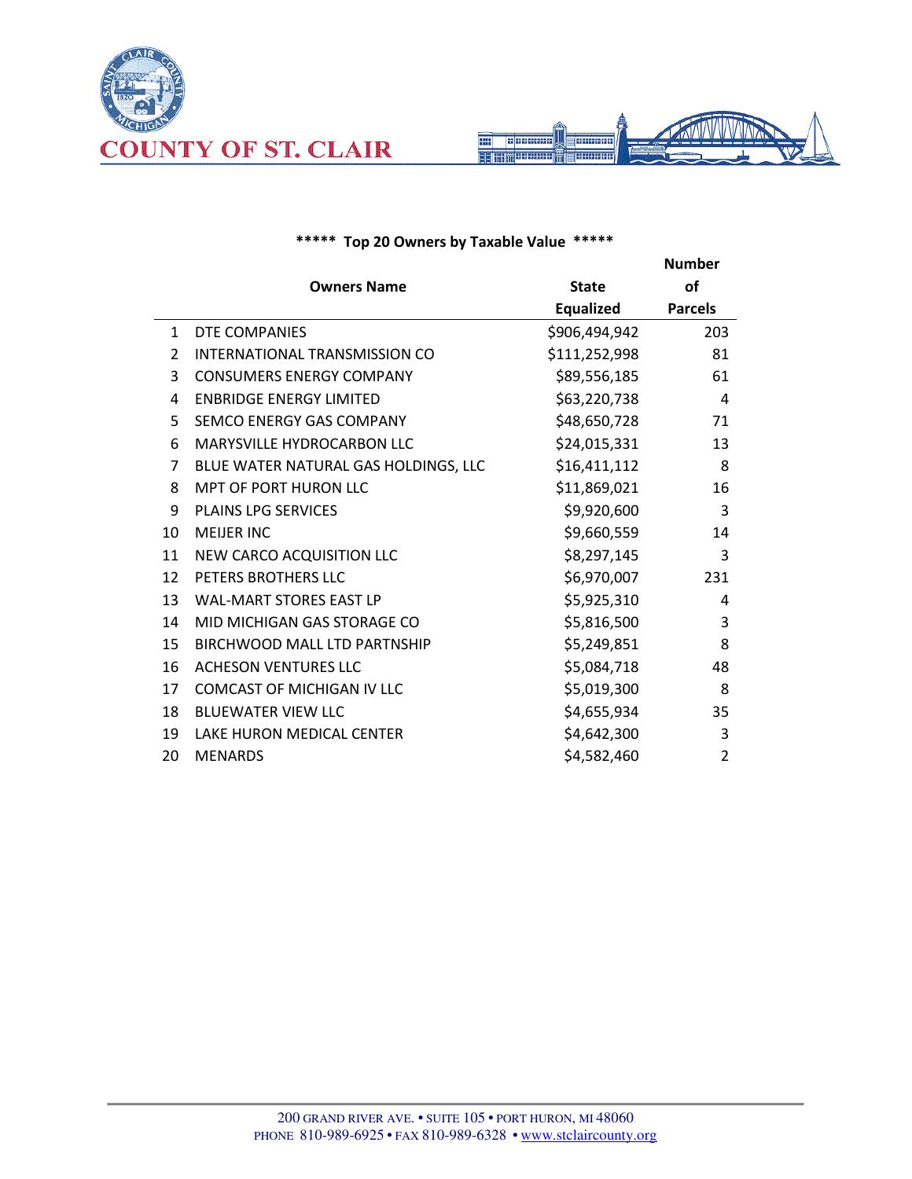# COUNTY OF ST. CLAIR

**\*\*\*\*\* Top 20 Owners by Taxable Value \*\*\*\*\***

| | Owners Name | State Equalized | Number of Parcels |
|---|---|---|---|
| 1 | DTE COMPANIES | $906,494,942 | 203 |
| 2 | INTERNATIONAL TRANSMISSION CO | $111,252,998 | 81 |
| 3 | CONSUMERS ENERGY COMPANY | $89,556,185 | 61 |
| 4 | ENBRIDGE ENERGY LIMITED | $63,220,738 | 4 |
| 5 | SEMCO ENERGY GAS COMPANY | $48,650,728 | 71 |
| 6 | MARYSVILLE HYDROCARBON LLC | $24,015,331 | 13 |
| 7 | BLUE WATER NATURAL GAS HOLDINGS, LLC | $16,411,112 | 8 |
| 8 | MPT OF PORT HURON LLC | $11,869,021 | 16 |
| 9 | PLAINS LPG SERVICES | $9,920,600 | 3 |
| 10 | MEIJER INC | $9,660,559 | 14 |
| 11 | NEW CARCO ACQUISITION LLC | $8,297,145 | 3 |
| 12 | PETERS BROTHERS LLC | $6,970,007 | 231 |
| 13 | WAL-MART STORES EAST LP | $5,925,310 | 4 |
| 14 | MID MICHIGAN GAS STORAGE CO | $5,816,500 | 3 |
| 15 | BIRCHWOOD MALL LTD PARTNSHIP | $5,249,851 | 8 |
| 16 | ACHESON VENTURES LLC | $5,084,718 | 48 |
| 17 | COMCAST OF MICHIGAN IV LLC | $5,019,300 | 8 |
| 18 | BLUEWATER VIEW LLC | $4,655,934 | 35 |
| 19 | LAKE HURON MEDICAL CENTER | $4,642,300 | 3 |
| 20 | MENARDS | $4,582,460 | 2 |

200 GRAND RIVER AVE. • SUITE 105 • PORT HURON, MI 48060
PHONE 810-989-6925 • FAX 810-989-6328 • www.stclaircounty.org